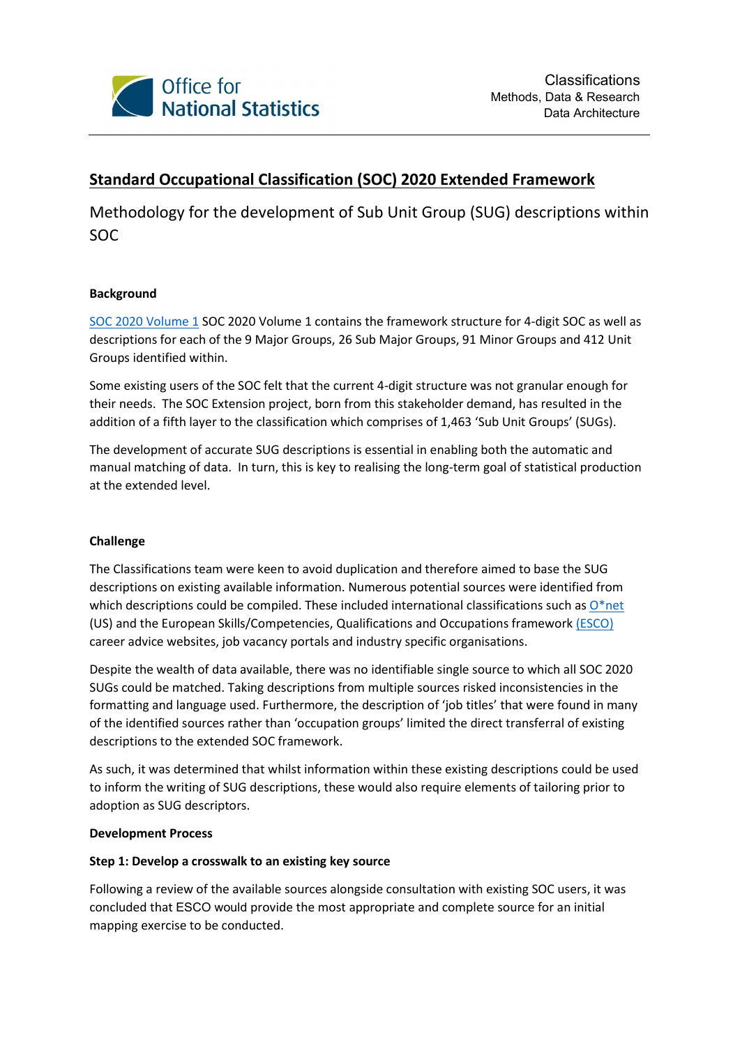Office for National Statistics

Classifications
Methods, Data & Research
Data Architecture

# Standard Occupational Classification (SOC) 2020 Extended Framework

## Methodology for the development of Sub Unit Group (SUG) descriptions within SOC

### Background

SOC 2020 Volume 1 SOC 2020 Volume 1 contains the framework structure for 4-digit SOC as well as descriptions for each of the 9 Major Groups, 26 Sub Major Groups, 91 Minor Groups and 412 Unit Groups identified within.

Some existing users of the SOC felt that the current 4-digit structure was not granular enough for their needs. The SOC Extension project, born from this stakeholder demand, has resulted in the addition of a fifth layer to the classification which comprises of 1,463 'Sub Unit Groups' (SUGs).

The development of accurate SUG descriptions is essential in enabling both the automatic and manual matching of data. In turn, this is key to realising the long-term goal of statistical production at the extended level.

### Challenge

The Classifications team were keen to avoid duplication and therefore aimed to base the SUG descriptions on existing available information. Numerous potential sources were identified from which descriptions could be compiled. These included international classifications such as O*net (US) and the European Skills/Competencies, Qualifications and Occupations framework (ESCO) career advice websites, job vacancy portals and industry specific organisations.

Despite the wealth of data available, there was no identifiable single source to which all SOC 2020 SUGs could be matched. Taking descriptions from multiple sources risked inconsistencies in the formatting and language used. Furthermore, the description of 'job titles' that were found in many of the identified sources rather than 'occupation groups' limited the direct transferral of existing descriptions to the extended SOC framework.

As such, it was determined that whilst information within these existing descriptions could be used to inform the writing of SUG descriptions, these would also require elements of tailoring prior to adoption as SUG descriptors.

### Development Process

#### Step 1: Develop a crosswalk to an existing key source

Following a review of the available sources alongside consultation with existing SOC users, it was concluded that ESCO would provide the most appropriate and complete source for an initial mapping exercise to be conducted.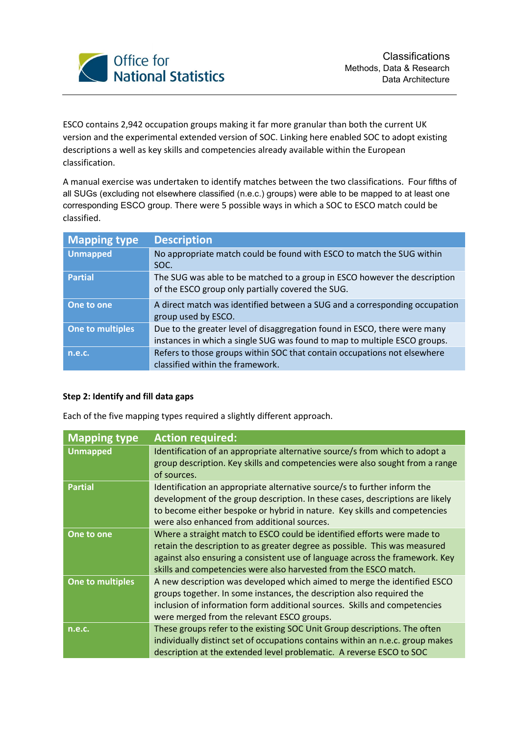ESCO contains 2,942 occupation groups making it far more granular than both the current UK version and the experimental extended version of SOC. Linking here enabled SOC to adopt existing descriptions a well as key skills and competencies already available within the European classification.

A manual exercise was undertaken to identify matches between the two classifications. Four fifths of all SUGs (excluding not elsewhere classified (n.e.c.) groups) were able to be mapped to at least one corresponding ESCO group. There were 5 possible ways in which a SOC to ESCO match could be classified.

| Mapping type | Description |
|---|---|
| **Unmapped** | No appropriate match could be found with ESCO to match the SUG within SOC. |
| **Partial** | The SUG was able to be matched to a group in ESCO however the description of the ESCO group only partially covered the SUG. |
| **One to one** | A direct match was identified between a SUG and a corresponding occupation group used by ESCO. |
| **One to multiples** | Due to the greater level of disaggregation found in ESCO, there were many instances in which a single SUG was found to map to multiple ESCO groups. |
| **n.e.c.** | Refers to those groups within SOC that contain occupations not elsewhere classified within the framework. |

**Step 2: Identify and fill data gaps**

Each of the five mapping types required a slightly different approach.

| Mapping type | Action required: |
|---|---|
| **Unmapped** | Identification of an appropriate alternative source/s from which to adopt a group description. Key skills and competencies were also sought from a range of sources. |
| **Partial** | Identification an appropriate alternative source/s to further inform the development of the group description. In these cases, descriptions are likely to become either bespoke or hybrid in nature. Key skills and competencies were also enhanced from additional sources. |
| **One to one** | Where a straight match to ESCO could be identified efforts were made to retain the description to as greater degree as possible. This was measured against also ensuring a consistent use of language across the framework. Key skills and competencies were also harvested from the ESCO match. |
| **One to multiples** | A new description was developed which aimed to merge the identified ESCO groups together. In some instances, the description also required the inclusion of information form additional sources. Skills and competencies were merged from the relevant ESCO groups. |
| **n.e.c.** | These groups refer to the existing SOC Unit Group descriptions. The often individually distinct set of occupations contains within an n.e.c. group makes description at the extended level problematic. A reverse ESCO to SOC |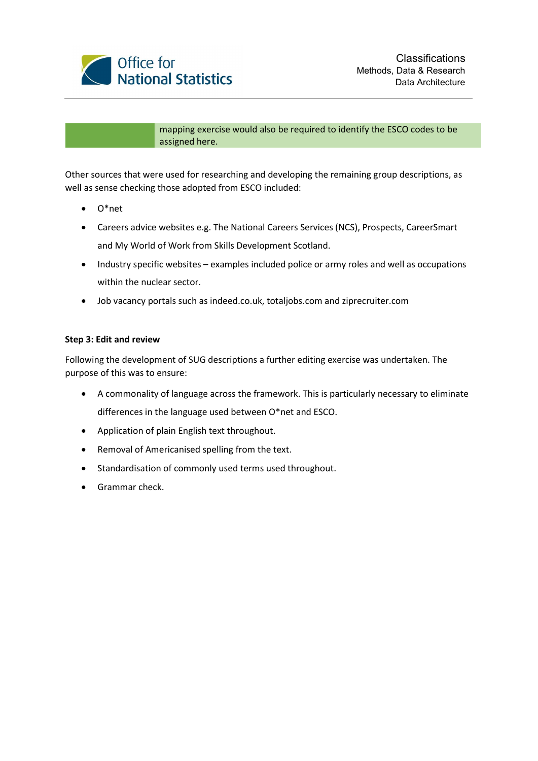| | |
|---|---|
| | mapping exercise would also be required to identify the ESCO codes to be assigned here. |

Other sources that were used for researching and developing the remaining group descriptions, as well as sense checking those adopted from ESCO included:

- O*net
- Careers advice websites e.g. The National Careers Services (NCS), Prospects, CareerSmart and My World of Work from Skills Development Scotland.
- Industry specific websites – examples included police or army roles and well as occupations within the nuclear sector.
- Job vacancy portals such as indeed.co.uk, totaljobs.com and ziprecruiter.com

**Step 3: Edit and review**

Following the development of SUG descriptions a further editing exercise was undertaken. The purpose of this was to ensure:

- A commonality of language across the framework. This is particularly necessary to eliminate differences in the language used between O*net and ESCO.
- Application of plain English text throughout.
- Removal of Americanised spelling from the text.
- Standardisation of commonly used terms used throughout.
- Grammar check.